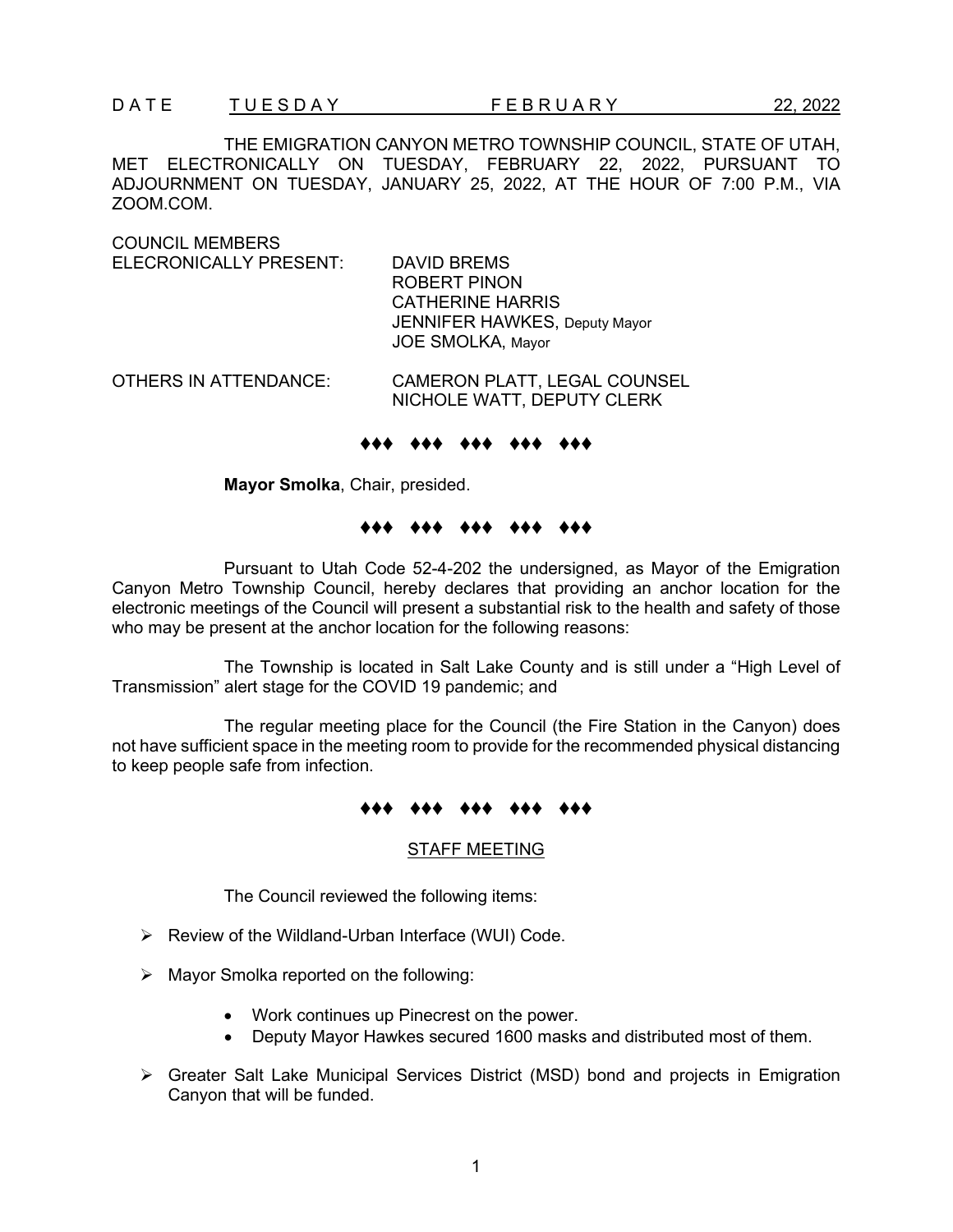DATE TUESDAY FEBRUARY 22, 2022

THE EMIGRATION CANYON METRO TOWNSHIP COUNCIL, STATE OF UTAH, MET ELECTRONICALLY ON TUESDAY, FEBRUARY 22, 2022, PURSUANT TO ADJOURNMENT ON TUESDAY, JANUARY 25, 2022, AT THE HOUR OF 7:00 P.M., VIA ZOOM.COM.

COUNCIL MEMBERS ELECRONICALLY PRESENT:

DAVID BREMS
ROBERT PINON
CATHERINE HARRIS
JENNIFER HAWKES, Deputy Mayor
JOE SMOLKA, Mayor

OTHERS IN ATTENDANCE:

CAMERON PLATT, LEGAL COUNSEL
NICHOLE WATT, DEPUTY CLERK

♦♦♦ ♦♦♦ ♦♦♦ ♦♦♦ ♦♦♦

**Mayor Smolka**, Chair, presided.

♦♦♦ ♦♦♦ ♦♦♦ ♦♦♦ ♦♦♦

Pursuant to Utah Code 52-4-202 the undersigned, as Mayor of the Emigration Canyon Metro Township Council, hereby declares that providing an anchor location for the electronic meetings of the Council will present a substantial risk to the health and safety of those who may be present at the anchor location for the following reasons:

The Township is located in Salt Lake County and is still under a "High Level of Transmission" alert stage for the COVID 19 pandemic; and

The regular meeting place for the Council (the Fire Station in the Canyon) does not have sufficient space in the meeting room to provide for the recommended physical distancing to keep people safe from infection.

♦♦♦ ♦♦♦ ♦♦♦ ♦♦♦ ♦♦♦

## STAFF MEETING

The Council reviewed the following items:

- Review of the Wildland-Urban Interface (WUI) Code.
- Mayor Smolka reported on the following:
  - Work continues up Pinecrest on the power.
  - Deputy Mayor Hawkes secured 1600 masks and distributed most of them.
- Greater Salt Lake Municipal Services District (MSD) bond and projects in Emigration Canyon that will be funded.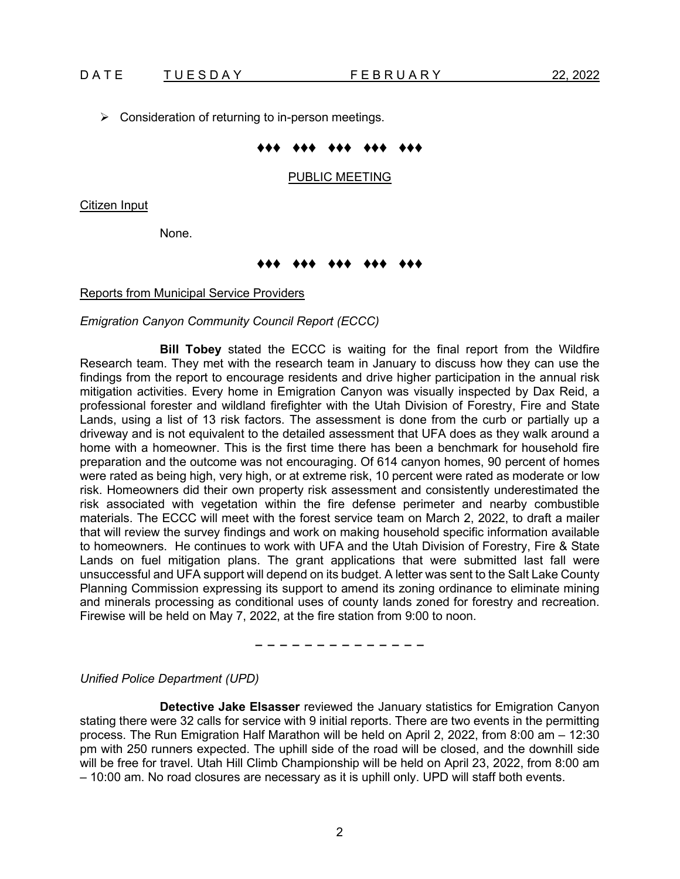- Consideration of returning to in-person meetings.

♦♦♦ ♦♦♦ ♦♦♦ ♦♦♦ ♦♦♦

PUBLIC MEETING

Citizen Input

None.

♦♦♦ ♦♦♦ ♦♦♦ ♦♦♦ ♦♦♦

Reports from Municipal Service Providers

*Emigration Canyon Community Council Report (ECCC)*

**Bill Tobey** stated the ECCC is waiting for the final report from the Wildfire Research team. They met with the research team in January to discuss how they can use the findings from the report to encourage residents and drive higher participation in the annual risk mitigation activities. Every home in Emigration Canyon was visually inspected by Dax Reid, a professional forester and wildland firefighter with the Utah Division of Forestry, Fire and State Lands, using a list of 13 risk factors. The assessment is done from the curb or partially up a driveway and is not equivalent to the detailed assessment that UFA does as they walk around a home with a homeowner. This is the first time there has been a benchmark for household fire preparation and the outcome was not encouraging. Of 614 canyon homes, 90 percent of homes were rated as being high, very high, or at extreme risk, 10 percent were rated as moderate or low risk. Homeowners did their own property risk assessment and consistently underestimated the risk associated with vegetation within the fire defense perimeter and nearby combustible materials. The ECCC will meet with the forest service team on March 2, 2022, to draft a mailer that will review the survey findings and work on making household specific information available to homeowners. He continues to work with UFA and the Utah Division of Forestry, Fire & State Lands on fuel mitigation plans. The grant applications that were submitted last fall were unsuccessful and UFA support will depend on its budget. A letter was sent to the Salt Lake County Planning Commission expressing its support to amend its zoning ordinance to eliminate mining and minerals processing as conditional uses of county lands zoned for forestry and recreation. Firewise will be held on May 7, 2022, at the fire station from 9:00 to noon.

– – – – – – – – – – – – – –

*Unified Police Department (UPD)*

**Detective Jake Elsasser** reviewed the January statistics for Emigration Canyon stating there were 32 calls for service with 9 initial reports. There are two events in the permitting process. The Run Emigration Half Marathon will be held on April 2, 2022, from 8:00 am – 12:30 pm with 250 runners expected. The uphill side of the road will be closed, and the downhill side will be free for travel. Utah Hill Climb Championship will be held on April 23, 2022, from 8:00 am – 10:00 am. No road closures are necessary as it is uphill only. UPD will staff both events.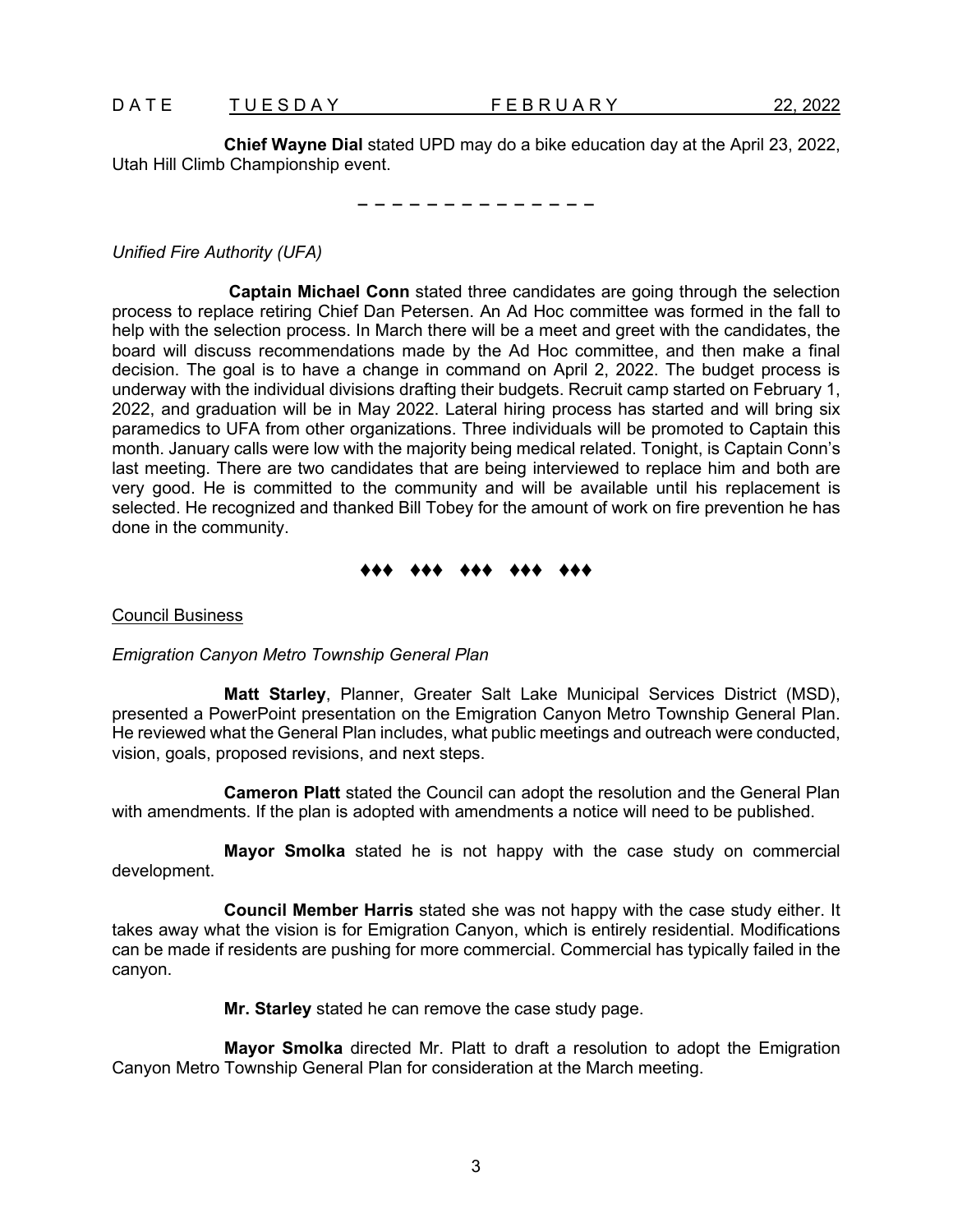**Chief Wayne Dial** stated UPD may do a bike education day at the April 23, 2022, Utah Hill Climb Championship event.

– – – – – – – – – – – – – –

*Unified Fire Authority (UFA)*

**Captain Michael Conn** stated three candidates are going through the selection process to replace retiring Chief Dan Petersen. An Ad Hoc committee was formed in the fall to help with the selection process. In March there will be a meet and greet with the candidates, the board will discuss recommendations made by the Ad Hoc committee, and then make a final decision. The goal is to have a change in command on April 2, 2022. The budget process is underway with the individual divisions drafting their budgets. Recruit camp started on February 1, 2022, and graduation will be in May 2022. Lateral hiring process has started and will bring six paramedics to UFA from other organizations. Three individuals will be promoted to Captain this month. January calls were low with the majority being medical related. Tonight, is Captain Conn's last meeting. There are two candidates that are being interviewed to replace him and both are very good. He is committed to the community and will be available until his replacement is selected. He recognized and thanked Bill Tobey for the amount of work on fire prevention he has done in the community.

♦♦♦ ♦♦♦ ♦♦♦ ♦♦♦ ♦♦♦

<u>Council Business</u>

*Emigration Canyon Metro Township General Plan*

**Matt Starley**, Planner, Greater Salt Lake Municipal Services District (MSD), presented a PowerPoint presentation on the Emigration Canyon Metro Township General Plan. He reviewed what the General Plan includes, what public meetings and outreach were conducted, vision, goals, proposed revisions, and next steps.

**Cameron Platt** stated the Council can adopt the resolution and the General Plan with amendments. If the plan is adopted with amendments a notice will need to be published.

**Mayor Smolka** stated he is not happy with the case study on commercial development.

**Council Member Harris** stated she was not happy with the case study either. It takes away what the vision is for Emigration Canyon, which is entirely residential. Modifications can be made if residents are pushing for more commercial. Commercial has typically failed in the canyon.

**Mr. Starley** stated he can remove the case study page.

**Mayor Smolka** directed Mr. Platt to draft a resolution to adopt the Emigration Canyon Metro Township General Plan for consideration at the March meeting.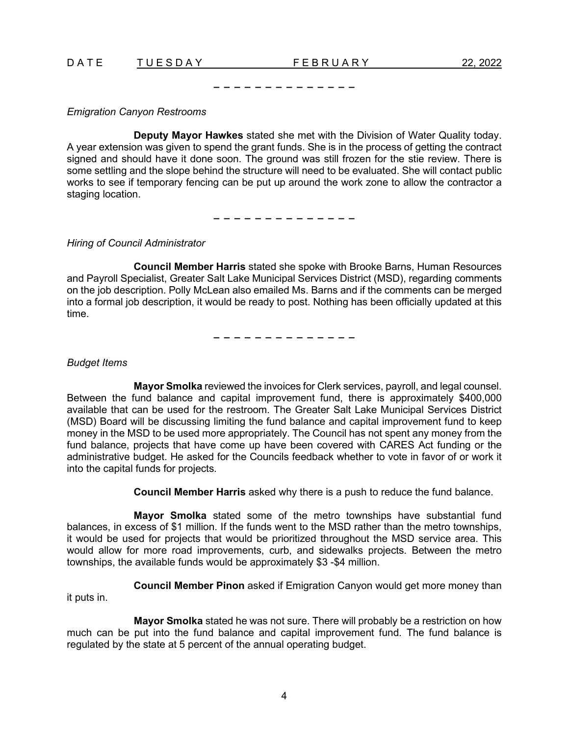_ _ _ _ _ _ _ _ _ _ _ _ _ _

*Emigration Canyon Restrooms*

**Deputy Mayor Hawkes** stated she met with the Division of Water Quality today. A year extension was given to spend the grant funds. She is in the process of getting the contract signed and should have it done soon. The ground was still frozen for the stie review. There is some settling and the slope behind the structure will need to be evaluated. She will contact public works to see if temporary fencing can be put up around the work zone to allow the contractor a staging location.

_ _ _ _ _ _ _ _ _ _ _ _ _ _

*Hiring of Council Administrator*

**Council Member Harris** stated she spoke with Brooke Barns, Human Resources and Payroll Specialist, Greater Salt Lake Municipal Services District (MSD), regarding comments on the job description. Polly McLean also emailed Ms. Barns and if the comments can be merged into a formal job description, it would be ready to post. Nothing has been officially updated at this time.

_ _ _ _ _ _ _ _ _ _ _ _ _ _

*Budget Items*

**Mayor Smolka** reviewed the invoices for Clerk services, payroll, and legal counsel. Between the fund balance and capital improvement fund, there is approximately $400,000 available that can be used for the restroom. The Greater Salt Lake Municipal Services District (MSD) Board will be discussing limiting the fund balance and capital improvement fund to keep money in the MSD to be used more appropriately. The Council has not spent any money from the fund balance, projects that have come up have been covered with CARES Act funding or the administrative budget. He asked for the Councils feedback whether to vote in favor of or work it into the capital funds for projects.

**Council Member Harris** asked why there is a push to reduce the fund balance.

**Mayor Smolka** stated some of the metro townships have substantial fund balances, in excess of $1 million. If the funds went to the MSD rather than the metro townships, it would be used for projects that would be prioritized throughout the MSD service area. This would allow for more road improvements, curb, and sidewalks projects. Between the metro townships, the available funds would be approximately $3 -$4 million.

**Council Member Pinon** asked if Emigration Canyon would get more money than it puts in.

**Mayor Smolka** stated he was not sure. There will probably be a restriction on how much can be put into the fund balance and capital improvement fund. The fund balance is regulated by the state at 5 percent of the annual operating budget.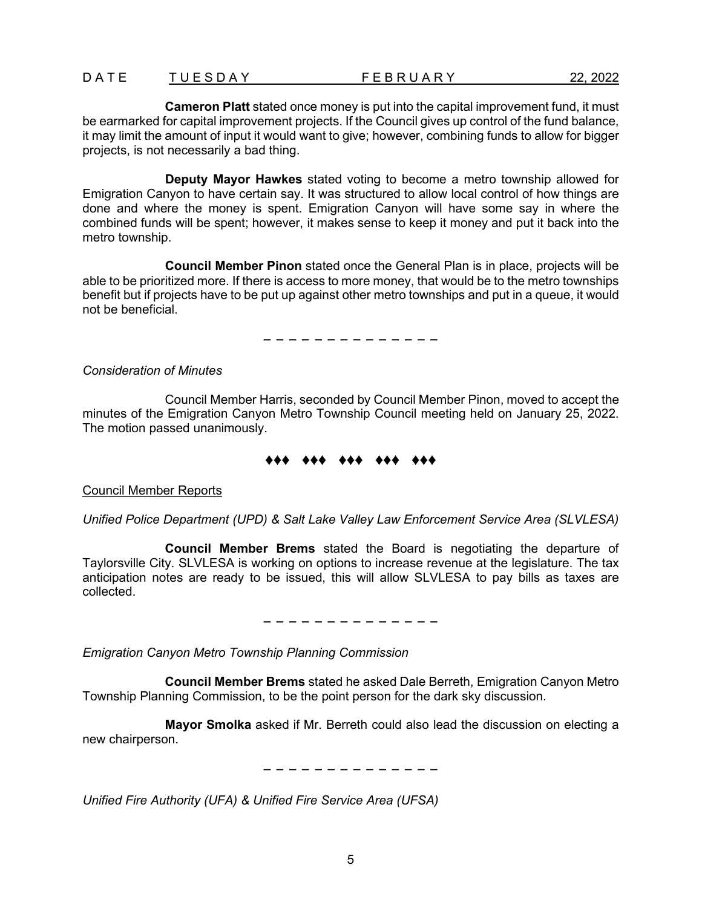**Cameron Platt** stated once money is put into the capital improvement fund, it must be earmarked for capital improvement projects. If the Council gives up control of the fund balance, it may limit the amount of input it would want to give; however, combining funds to allow for bigger projects, is not necessarily a bad thing.

**Deputy Mayor Hawkes** stated voting to become a metro township allowed for Emigration Canyon to have certain say. It was structured to allow local control of how things are done and where the money is spent. Emigration Canyon will have some say in where the combined funds will be spent; however, it makes sense to keep it money and put it back into the metro township.

**Council Member Pinon** stated once the General Plan is in place, projects will be able to be prioritized more. If there is access to more money, that would be to the metro townships benefit but if projects have to be put up against other metro townships and put in a queue, it would not be beneficial.

– – – – – – – – – – – – – –

*Consideration of Minutes*

Council Member Harris, seconded by Council Member Pinon, moved to accept the minutes of the Emigration Canyon Metro Township Council meeting held on January 25, 2022. The motion passed unanimously.

♦♦♦ ♦♦♦ ♦♦♦ ♦♦♦ ♦♦♦

Council Member Reports

*Unified Police Department (UPD) & Salt Lake Valley Law Enforcement Service Area (SLVLESA)*

**Council Member Brems** stated the Board is negotiating the departure of Taylorsville City. SLVLESA is working on options to increase revenue at the legislature. The tax anticipation notes are ready to be issued, this will allow SLVLESA to pay bills as taxes are collected.

– – – – – – – – – – – – – –

*Emigration Canyon Metro Township Planning Commission*

**Council Member Brems** stated he asked Dale Berreth, Emigration Canyon Metro Township Planning Commission, to be the point person for the dark sky discussion.

**Mayor Smolka** asked if Mr. Berreth could also lead the discussion on electing a new chairperson.

– – – – – – – – – – – – – –

*Unified Fire Authority (UFA) & Unified Fire Service Area (UFSA)*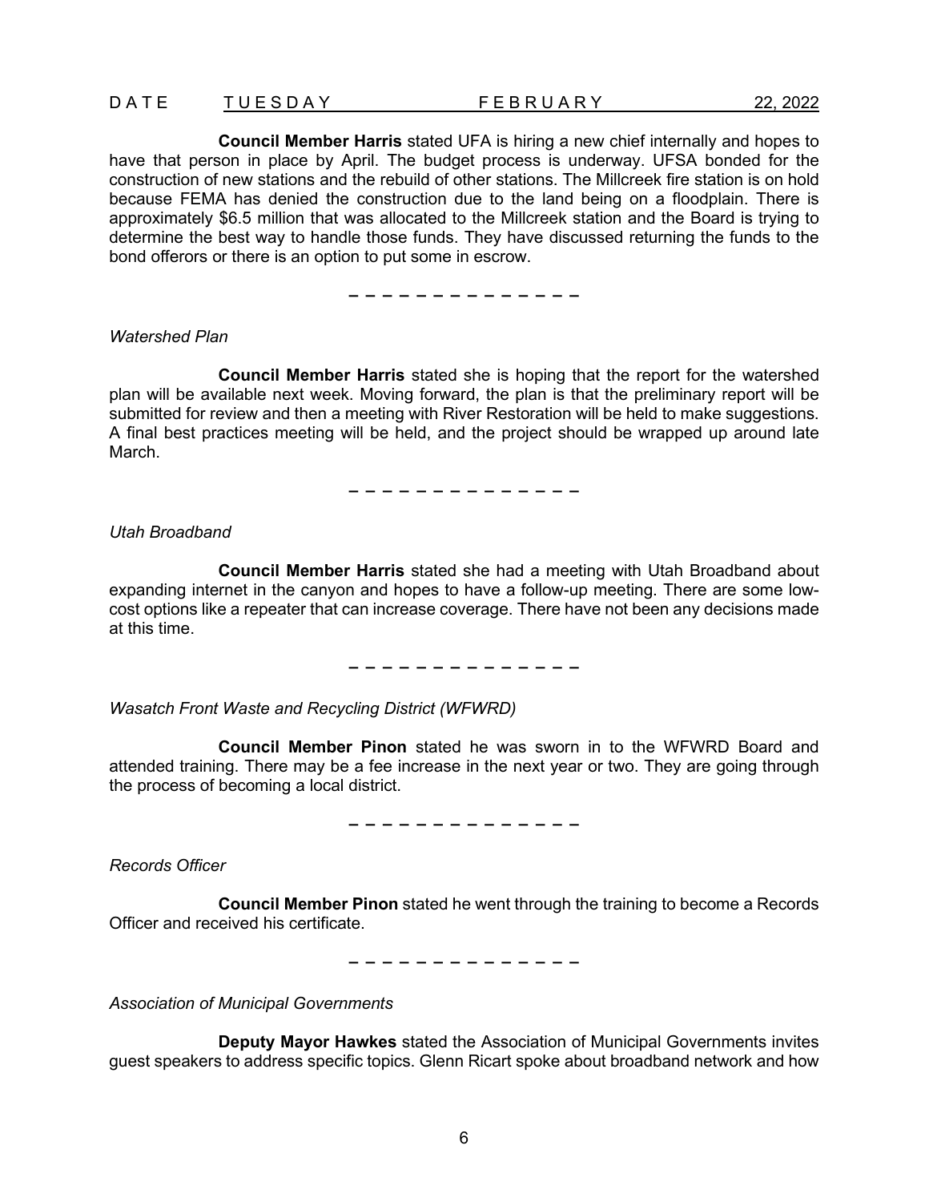**Council Member Harris** stated UFA is hiring a new chief internally and hopes to have that person in place by April. The budget process is underway. UFSA bonded for the construction of new stations and the rebuild of other stations. The Millcreek fire station is on hold because FEMA has denied the construction due to the land being on a floodplain. There is approximately $6.5 million that was allocated to the Millcreek station and the Board is trying to determine the best way to handle those funds. They have discussed returning the funds to the bond offerors or there is an option to put some in escrow.

– – – – – – – – – – – – – –

*Watershed Plan*

**Council Member Harris** stated she is hoping that the report for the watershed plan will be available next week. Moving forward, the plan is that the preliminary report will be submitted for review and then a meeting with River Restoration will be held to make suggestions. A final best practices meeting will be held, and the project should be wrapped up around late March.

– – – – – – – – – – – – – –

*Utah Broadband*

**Council Member Harris** stated she had a meeting with Utah Broadband about expanding internet in the canyon and hopes to have a follow-up meeting. There are some low-cost options like a repeater that can increase coverage. There have not been any decisions made at this time.

– – – – – – – – – – – – – –

*Wasatch Front Waste and Recycling District (WFWRD)*

**Council Member Pinon** stated he was sworn in to the WFWRD Board and attended training. There may be a fee increase in the next year or two. They are going through the process of becoming a local district.

– – – – – – – – – – – – – –

*Records Officer*

**Council Member Pinon** stated he went through the training to become a Records Officer and received his certificate.

– – – – – – – – – – – – – –

*Association of Municipal Governments*

**Deputy Mayor Hawkes** stated the Association of Municipal Governments invites guest speakers to address specific topics. Glenn Ricart spoke about broadband network and how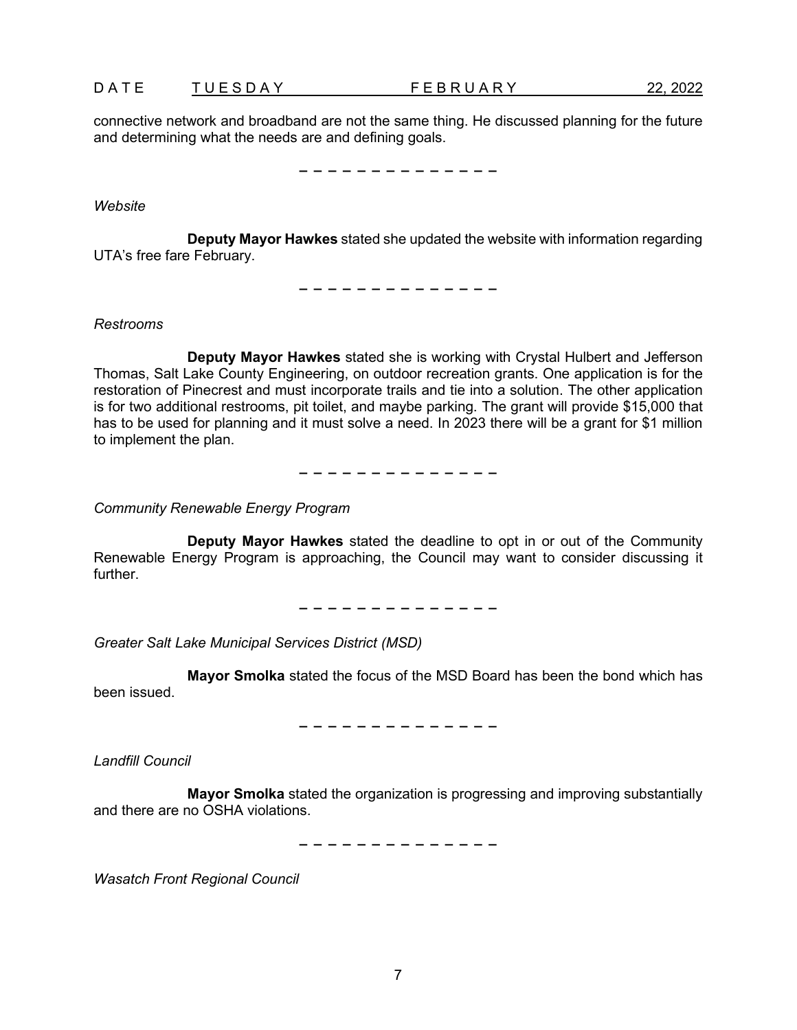connective network and broadband are not the same thing. He discussed planning for the future and determining what the needs are and defining goals.

– – – – – – – – – – – – – –

*Website*

**Deputy Mayor Hawkes** stated she updated the website with information regarding UTA's free fare February.

– – – – – – – – – – – – – –

*Restrooms*

**Deputy Mayor Hawkes** stated she is working with Crystal Hulbert and Jefferson Thomas, Salt Lake County Engineering, on outdoor recreation grants. One application is for the restoration of Pinecrest and must incorporate trails and tie into a solution. The other application is for two additional restrooms, pit toilet, and maybe parking. The grant will provide $15,000 that has to be used for planning and it must solve a need. In 2023 there will be a grant for $1 million to implement the plan.

– – – – – – – – – – – – – –

*Community Renewable Energy Program*

**Deputy Mayor Hawkes** stated the deadline to opt in or out of the Community Renewable Energy Program is approaching, the Council may want to consider discussing it further.

– – – – – – – – – – – – – –

*Greater Salt Lake Municipal Services District (MSD)*

**Mayor Smolka** stated the focus of the MSD Board has been the bond which has been issued.

– – – – – – – – – – – – – –

*Landfill Council*

**Mayor Smolka** stated the organization is progressing and improving substantially and there are no OSHA violations.

– – – – – – – – – – – – – –

*Wasatch Front Regional Council*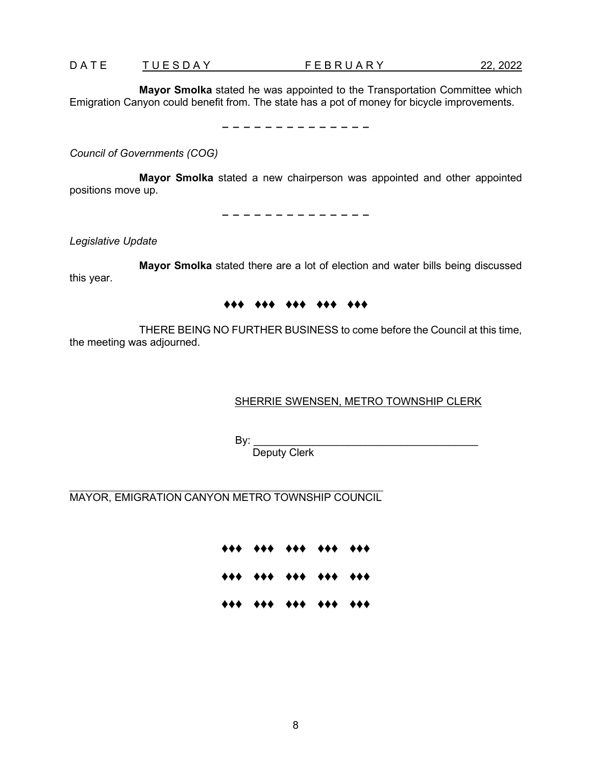Mayor Smolka stated he was appointed to the Transportation Committee which Emigration Canyon could benefit from. The state has a pot of money for bicycle improvements.

– – – – – – – – – – – – – – –

*Council of Governments (COG)*

**Mayor Smolka** stated a new chairperson was appointed and other appointed positions move up.

– – – – – – – – – – – – – – –

*Legislative Update*

**Mayor Smolka** stated there are a lot of election and water bills being discussed this year.

♦♦♦ ♦♦♦ ♦♦♦ ♦♦♦ ♦♦♦

THERE BEING NO FURTHER BUSINESS to come before the Council at this time, the meeting was adjourned.

SHERRIE SWENSEN, METRO TOWNSHIP CLERK

By: ______________________________________
Deputy Clerk

______________________________________________
MAYOR, EMIGRATION CANYON METRO TOWNSHIP COUNCIL

♦♦♦ ♦♦♦ ♦♦♦ ♦♦♦ ♦♦♦

♦♦♦ ♦♦♦ ♦♦♦ ♦♦♦ ♦♦♦

♦♦♦ ♦♦♦ ♦♦♦ ♦♦♦ ♦♦♦